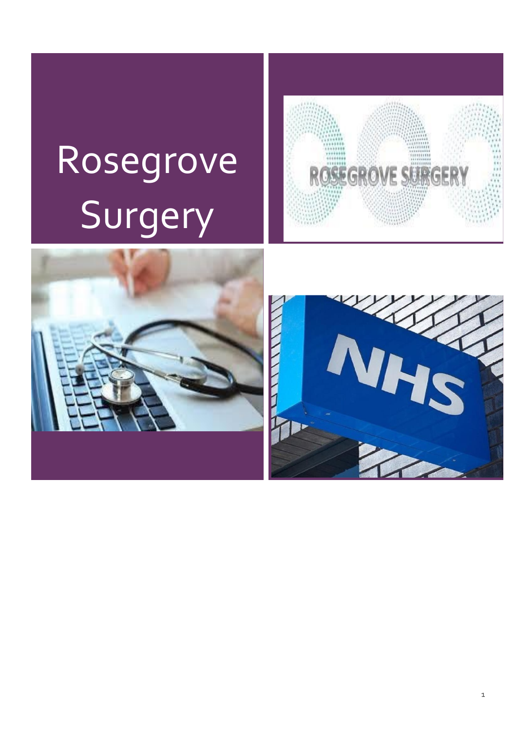# Rosegrove Surgery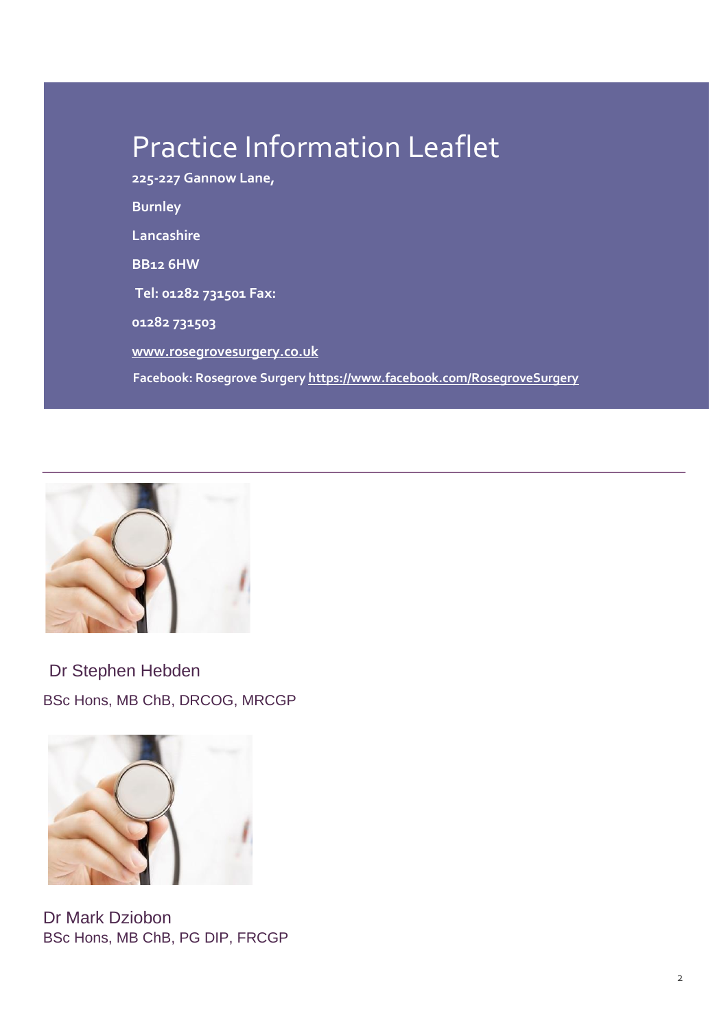# Practice Information Leaflet

**225-227 Gannow Lane,**

**Burnley**

**Lancashire**

**BB12 6HW**

**Tel: 01282 731501 Fax:**

**01282 731503**

**[www.rosegrovesurgery.co.uk](http://www.rosegrovesurgery.co.uk)**

**Facebook: Rosegrove Surgery [https://www.facebook.com/RosegroveSurgery](https://www.facebook.com/RosegroveSurgery)**

---

Dr Stephen Hebden

BSc Hons, MB ChB, DRCOG, MRCGP

Dr Mark Dziobon

BSc Hons, MB ChB, PG DIP, FRCGP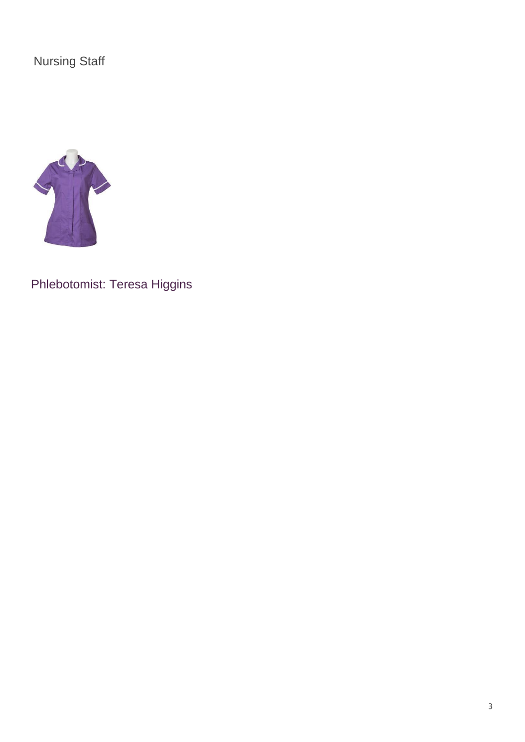Nursing Staff

Phlebotomist: Teresa Higgins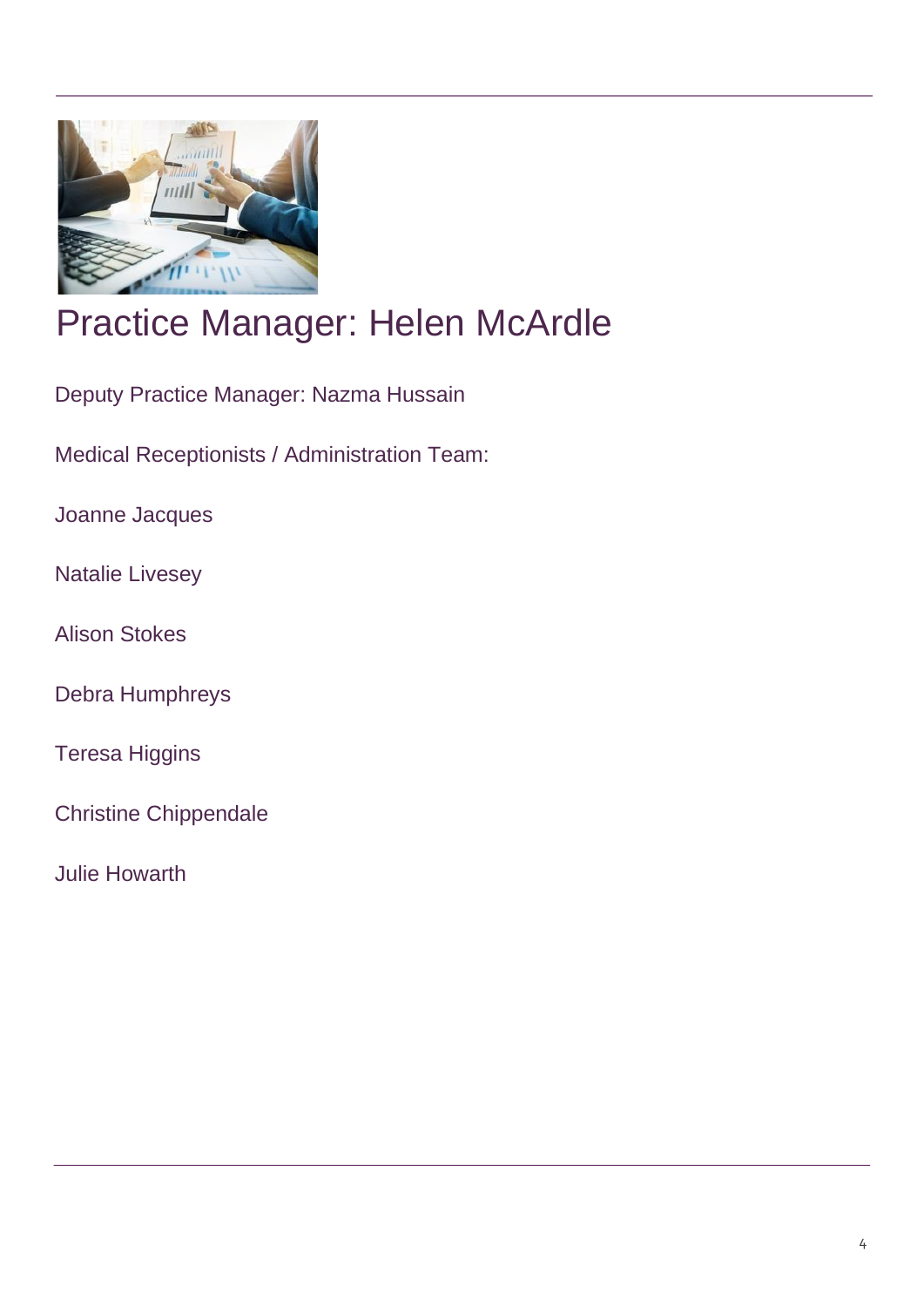# Practice Manager: Helen McArdle

Deputy Practice Manager: Nazma Hussain

Medical Receptionists / Administration Team:

Joanne Jacques

Natalie Livesey

Alison Stokes

Debra Humphreys

Teresa Higgins

Christine Chippendale

Julie Howarth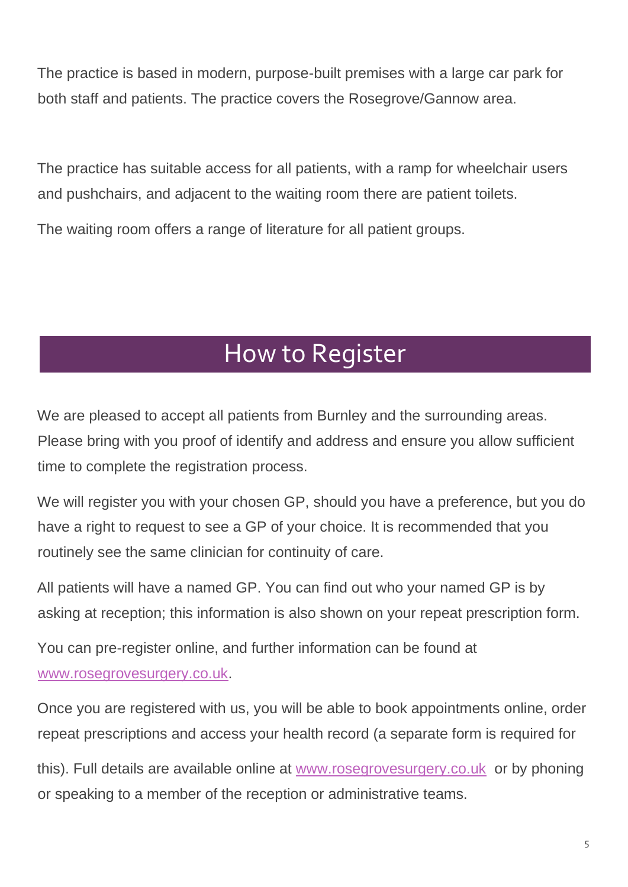The practice is based in modern, purpose-built premises with a large car park for both staff and patients. The practice covers the Rosegrove/Gannow area.

The practice has suitable access for all patients, with a ramp for wheelchair users and pushchairs, and adjacent to the waiting room there are patient toilets.

The waiting room offers a range of literature for all patient groups.

## How to Register

We are pleased to accept all patients from Burnley and the surrounding areas. Please bring with you proof of identify and address and ensure you allow sufficient time to complete the registration process.

We will register you with your chosen GP, should you have a preference, but you do have a right to request to see a GP of your choice. It is recommended that you routinely see the same clinician for continuity of care.

All patients will have a named GP. You can find out who your named GP is by asking at reception; this information is also shown on your repeat prescription form.

You can pre-register online, and further information can be found at [www.rosegrovesurgery.co.uk](http://www.rosegrovesurgery.co.uk).

Once you are registered with us, you will be able to book appointments online, order repeat prescriptions and access your health record (a separate form is required for this). Full details are available online at [www.rosegrovesurgery.co.uk](http://www.rosegrovesurgery.co.uk) or by phoning or speaking to a member of the reception or administrative teams.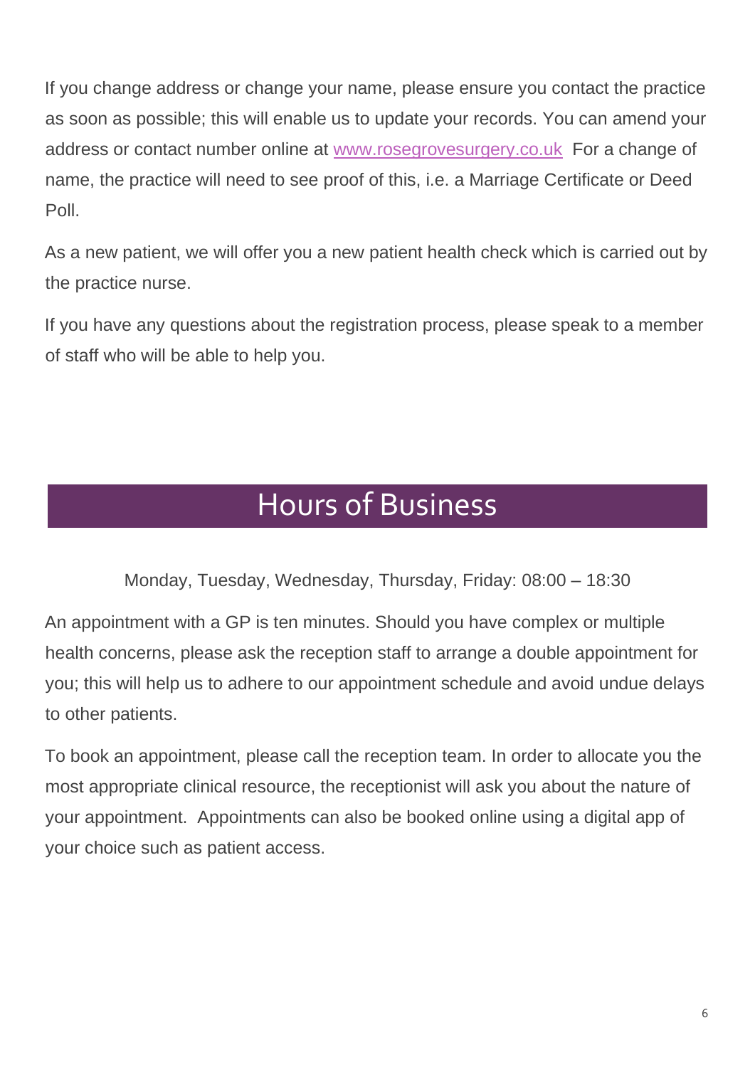If you change address or change your name, please ensure you contact the practice as soon as possible; this will enable us to update your records. You can amend your address or contact number online at [www.rosegrovesurgery.co.uk](http://www.rosegrovesurgery.co.uk) For a change of name, the practice will need to see proof of this, i.e. a Marriage Certificate or Deed Poll.

As a new patient, we will offer you a new patient health check which is carried out by the practice nurse.

If you have any questions about the registration process, please speak to a member of staff who will be able to help you.

## Hours of Business

Monday, Tuesday, Wednesday, Thursday, Friday: 08:00 – 18:30

An appointment with a GP is ten minutes. Should you have complex or multiple health concerns, please ask the reception staff to arrange a double appointment for you; this will help us to adhere to our appointment schedule and avoid undue delays to other patients.

To book an appointment, please call the reception team. In order to allocate you the most appropriate clinical resource, the receptionist will ask you about the nature of your appointment. Appointments can also be booked online using a digital app of your choice such as patient access.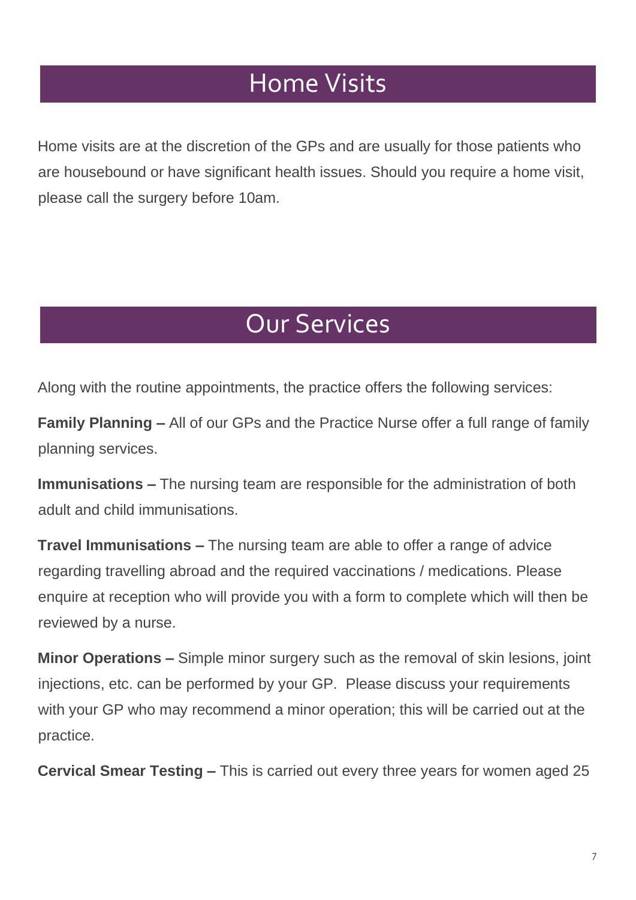# Home Visits

Home visits are at the discretion of the GPs and are usually for those patients who are housebound or have significant health issues. Should you require a home visit, please call the surgery before 10am.

# Our Services

Along with the routine appointments, the practice offers the following services:

**Family Planning –** All of our GPs and the Practice Nurse offer a full range of family planning services.

**Immunisations –** The nursing team are responsible for the administration of both adult and child immunisations.

**Travel Immunisations –** The nursing team are able to offer a range of advice regarding travelling abroad and the required vaccinations / medications. Please enquire at reception who will provide you with a form to complete which will then be reviewed by a nurse.

**Minor Operations –** Simple minor surgery such as the removal of skin lesions, joint injections, etc. can be performed by your GP. Please discuss your requirements with your GP who may recommend a minor operation; this will be carried out at the practice.

**Cervical Smear Testing –** This is carried out every three years for women aged 25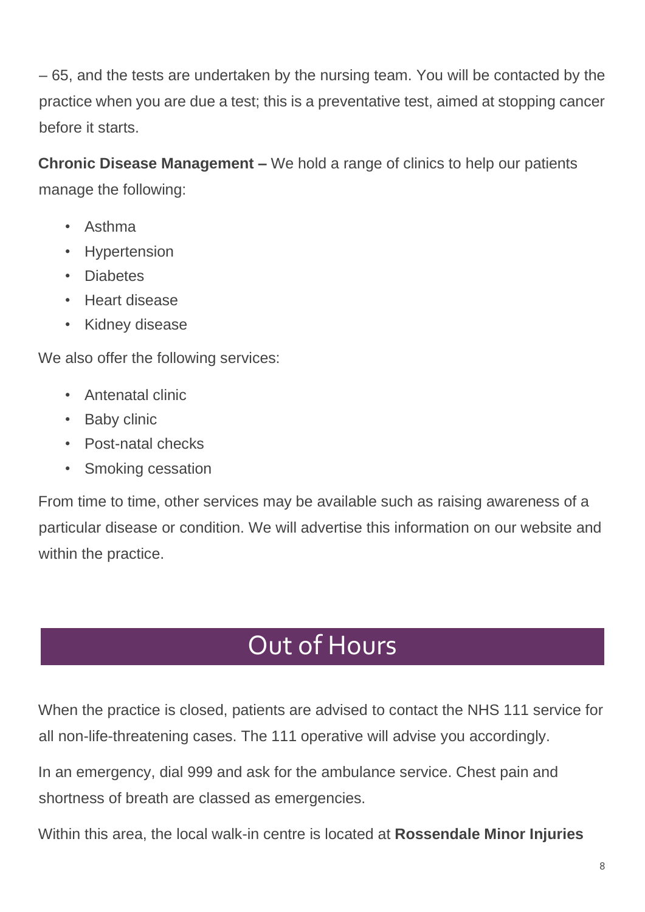– 65, and the tests are undertaken by the nursing team. You will be contacted by the practice when you are due a test; this is a preventative test, aimed at stopping cancer before it starts.

**Chronic Disease Management –** We hold a range of clinics to help our patients manage the following:

- Asthma
- Hypertension
- Diabetes
- Heart disease
- Kidney disease

We also offer the following services:

- Antenatal clinic
- Baby clinic
- Post-natal checks
- Smoking cessation

From time to time, other services may be available such as raising awareness of a particular disease or condition. We will advertise this information on our website and within the practice.

## Out of Hours

When the practice is closed, patients are advised to contact the NHS 111 service for all non-life-threatening cases. The 111 operative will advise you accordingly.

In an emergency, dial 999 and ask for the ambulance service. Chest pain and shortness of breath are classed as emergencies.

Within this area, the local walk-in centre is located at **Rossendale Minor Injuries**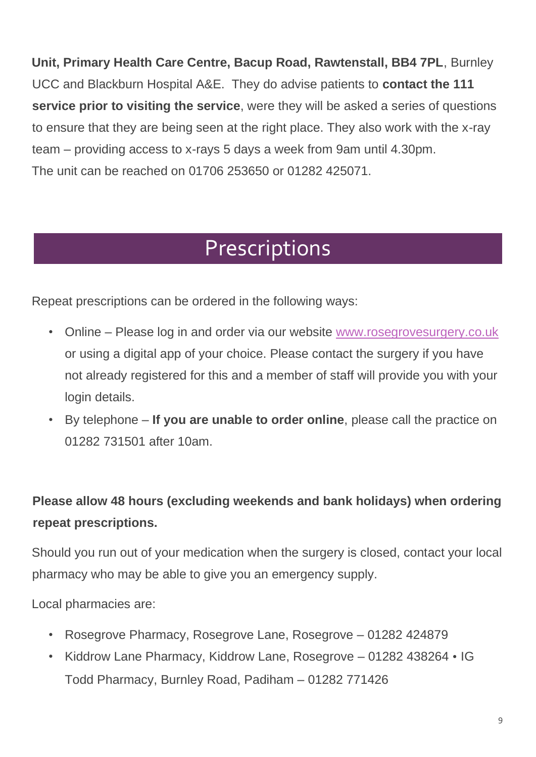**Unit, Primary Health Care Centre, Bacup Road, Rawtenstall, BB4 7PL**, Burnley UCC and Blackburn Hospital A&E. They do advise patients to **contact the 111 service prior to visiting the service**, were they will be asked a series of questions to ensure that they are being seen at the right place. They also work with the x-ray team – providing access to x-rays 5 days a week from 9am until 4.30pm.
The unit can be reached on 01706 253650 or 01282 425071.

## Prescriptions

Repeat prescriptions can be ordered in the following ways:

- Online – Please log in and order via our website [www.rosegrovesurgery.co.uk](http://www.rosegrovesurgery.co.uk) or using a digital app of your choice. Please contact the surgery if you have not already registered for this and a member of staff will provide you with your login details.
- By telephone – **If you are unable to order online**, please call the practice on 01282 731501 after 10am.

**Please allow 48 hours (excluding weekends and bank holidays) when ordering repeat prescriptions.**

Should you run out of your medication when the surgery is closed, contact your local pharmacy who may be able to give you an emergency supply.

Local pharmacies are:

- Rosegrove Pharmacy, Rosegrove Lane, Rosegrove – 01282 424879
- Kiddrow Lane Pharmacy, Kiddrow Lane, Rosegrove – 01282 438264 • IG Todd Pharmacy, Burnley Road, Padiham – 01282 771426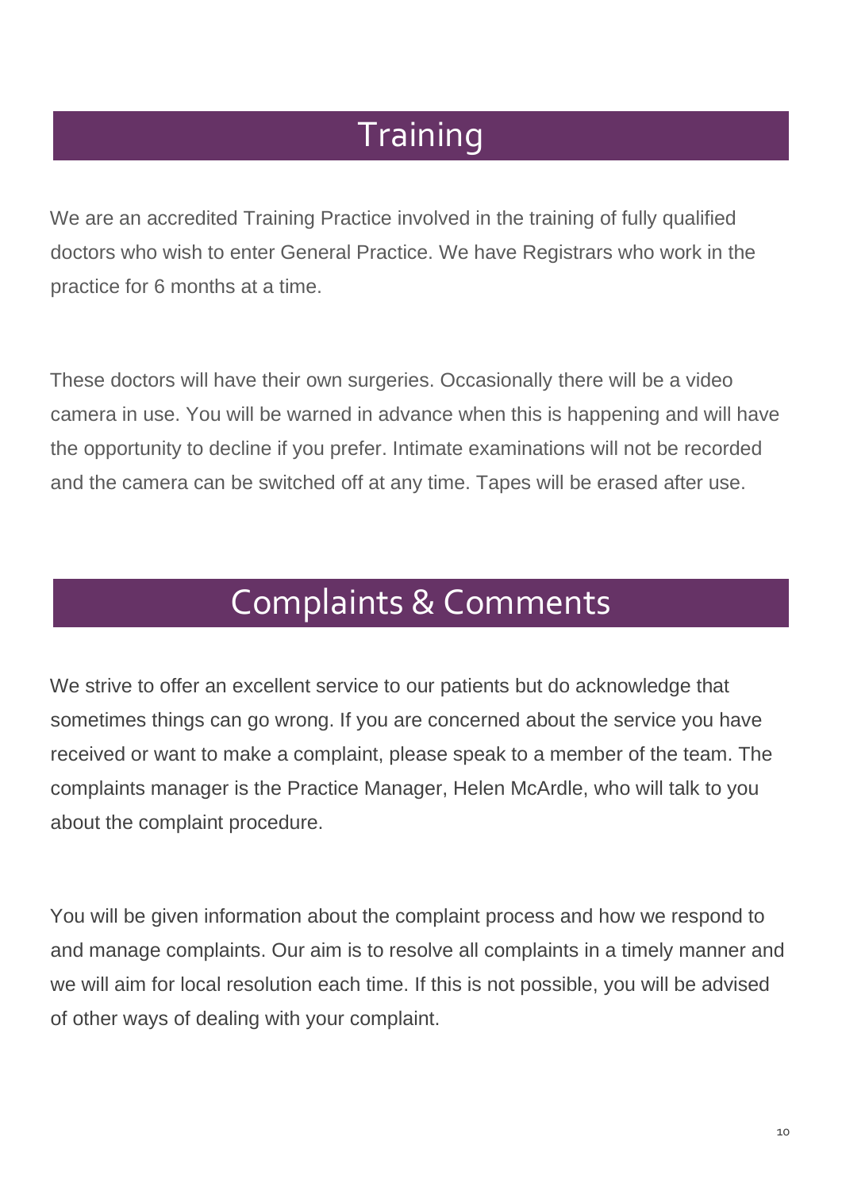## Training

We are an accredited Training Practice involved in the training of fully qualified doctors who wish to enter General Practice. We have Registrars who work in the practice for 6 months at a time.

These doctors will have their own surgeries. Occasionally there will be a video camera in use. You will be warned in advance when this is happening and will have the opportunity to decline if you prefer. Intimate examinations will not be recorded and the camera can be switched off at any time. Tapes will be erased after use.

## Complaints & Comments

We strive to offer an excellent service to our patients but do acknowledge that sometimes things can go wrong. If you are concerned about the service you have received or want to make a complaint, please speak to a member of the team. The complaints manager is the Practice Manager, Helen McArdle, who will talk to you about the complaint procedure.

You will be given information about the complaint process and how we respond to and manage complaints. Our aim is to resolve all complaints in a timely manner and we will aim for local resolution each time. If this is not possible, you will be advised of other ways of dealing with your complaint.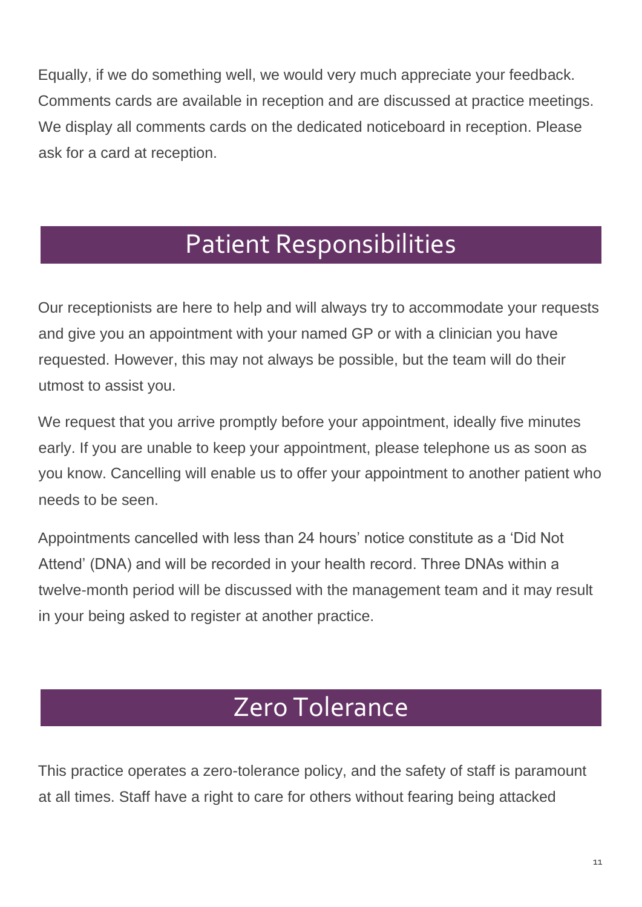Equally, if we do something well, we would very much appreciate your feedback. Comments cards are available in reception and are discussed at practice meetings. We display all comments cards on the dedicated noticeboard in reception. Please ask for a card at reception.

## Patient Responsibilities

Our receptionists are here to help and will always try to accommodate your requests and give you an appointment with your named GP or with a clinician you have requested. However, this may not always be possible, but the team will do their utmost to assist you.

We request that you arrive promptly before your appointment, ideally five minutes early. If you are unable to keep your appointment, please telephone us as soon as you know. Cancelling will enable us to offer your appointment to another patient who needs to be seen.

Appointments cancelled with less than 24 hours' notice constitute as a 'Did Not Attend' (DNA) and will be recorded in your health record. Three DNAs within a twelve-month period will be discussed with the management team and it may result in your being asked to register at another practice.

## Zero Tolerance

This practice operates a zero-tolerance policy, and the safety of staff is paramount at all times. Staff have a right to care for others without fearing being attacked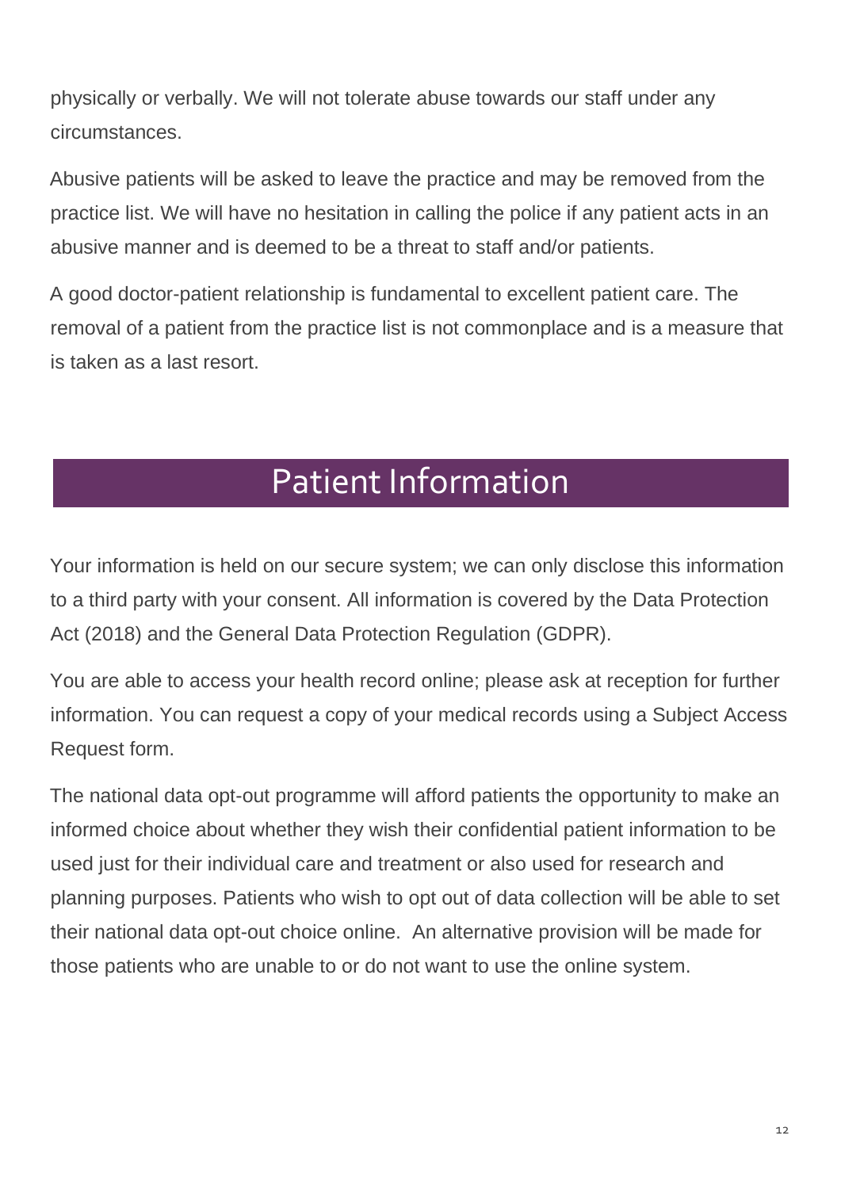physically or verbally. We will not tolerate abuse towards our staff under any circumstances.

Abusive patients will be asked to leave the practice and may be removed from the practice list. We will have no hesitation in calling the police if any patient acts in an abusive manner and is deemed to be a threat to staff and/or patients.

A good doctor-patient relationship is fundamental to excellent patient care. The removal of a patient from the practice list is not commonplace and is a measure that is taken as a last resort.

# Patient Information

Your information is held on our secure system; we can only disclose this information to a third party with your consent. All information is covered by the Data Protection Act (2018) and the General Data Protection Regulation (GDPR).

You are able to access your health record online; please ask at reception for further information. You can request a copy of your medical records using a Subject Access Request form.

The national data opt-out programme will afford patients the opportunity to make an informed choice about whether they wish their confidential patient information to be used just for their individual care and treatment or also used for research and planning purposes. Patients who wish to opt out of data collection will be able to set their national data opt-out choice online. An alternative provision will be made for those patients who are unable to or do not want to use the online system.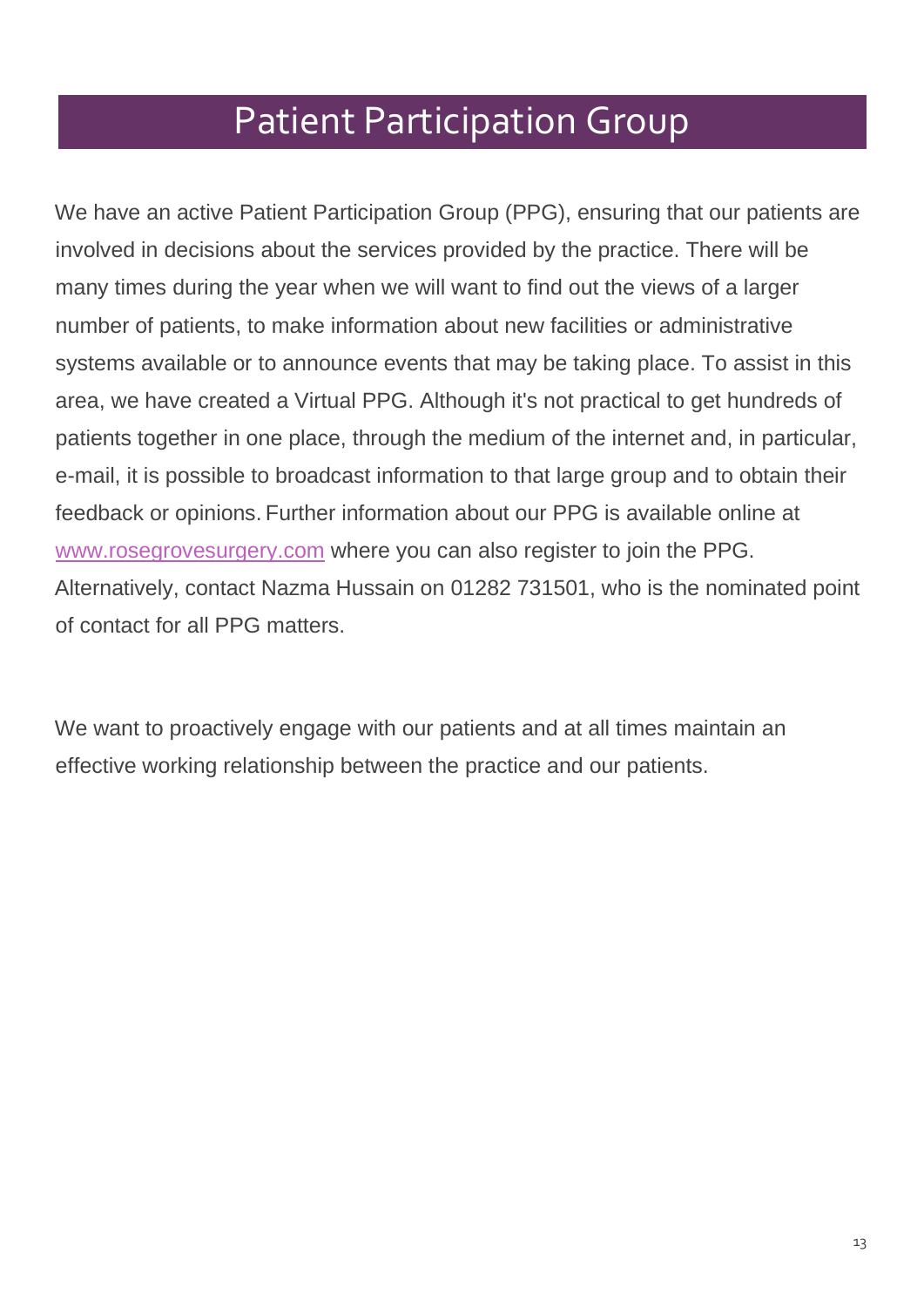# Patient Participation Group

We have an active Patient Participation Group (PPG), ensuring that our patients are involved in decisions about the services provided by the practice. There will be many times during the year when we will want to find out the views of a larger number of patients, to make information about new facilities or administrative systems available or to announce events that may be taking place. To assist in this area, we have created a Virtual PPG. Although it's not practical to get hundreds of patients together in one place, through the medium of the internet and, in particular, e-mail, it is possible to broadcast information to that large group and to obtain their feedback or opinions. Further information about our PPG is available online at [www.rosegrovesurgery.com](http://www.rosegrovesurgery.com) where you can also register to join the PPG. Alternatively, contact Nazma Hussain on 01282 731501, who is the nominated point of contact for all PPG matters.

We want to proactively engage with our patients and at all times maintain an effective working relationship between the practice and our patients.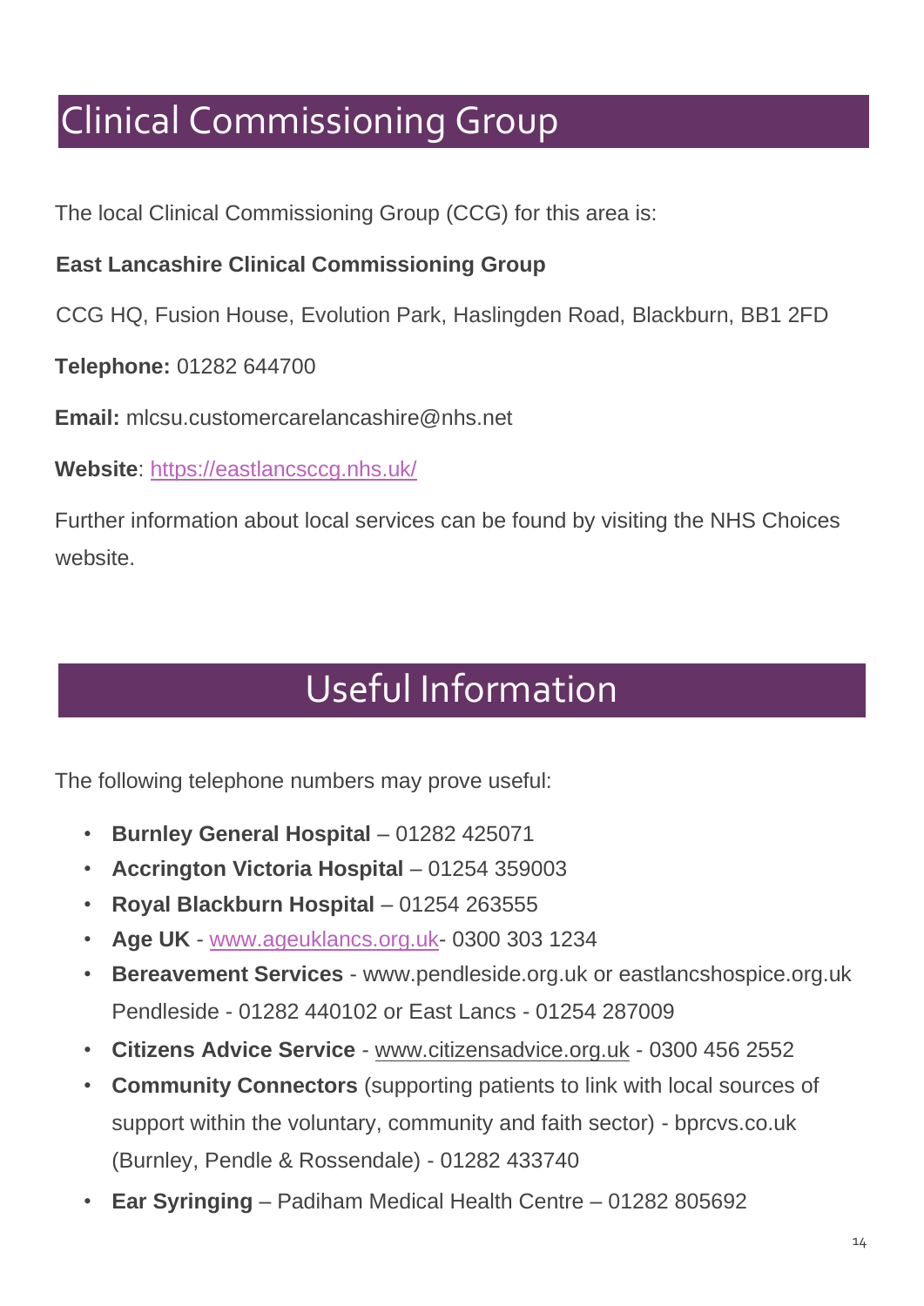# Clinical Commissioning Group

The local Clinical Commissioning Group (CCG) for this area is:

**East Lancashire Clinical Commissioning Group**

CCG HQ, Fusion House, Evolution Park, Haslingden Road, Blackburn, BB1 2FD

**Telephone:** 01282 644700

**Email:** mlcsu.customercarelancashire@nhs.net

**Website**: https://eastlancsccg.nhs.uk/

Further information about local services can be found by visiting the NHS Choices website.

# Useful Information

The following telephone numbers may prove useful:

- **Burnley General Hospital** – 01282 425071
- **Accrington Victoria Hospital** – 01254 359003
- **Royal Blackburn Hospital** – 01254 263555
- **Age UK** - www.ageuklancs.org.uk- 0300 303 1234
- **Bereavement Services** - www.pendleside.org.uk or eastlancshospice.org.uk Pendleside - 01282 440102 or East Lancs - 01254 287009
- **Citizens Advice Service** - www.citizensadvice.org.uk - 0300 456 2552
- **Community Connectors** (supporting patients to link with local sources of support within the voluntary, community and faith sector) - bprcvs.co.uk (Burnley, Pendle & Rossendale) - 01282 433740
- **Ear Syringing** – Padiham Medical Health Centre – 01282 805692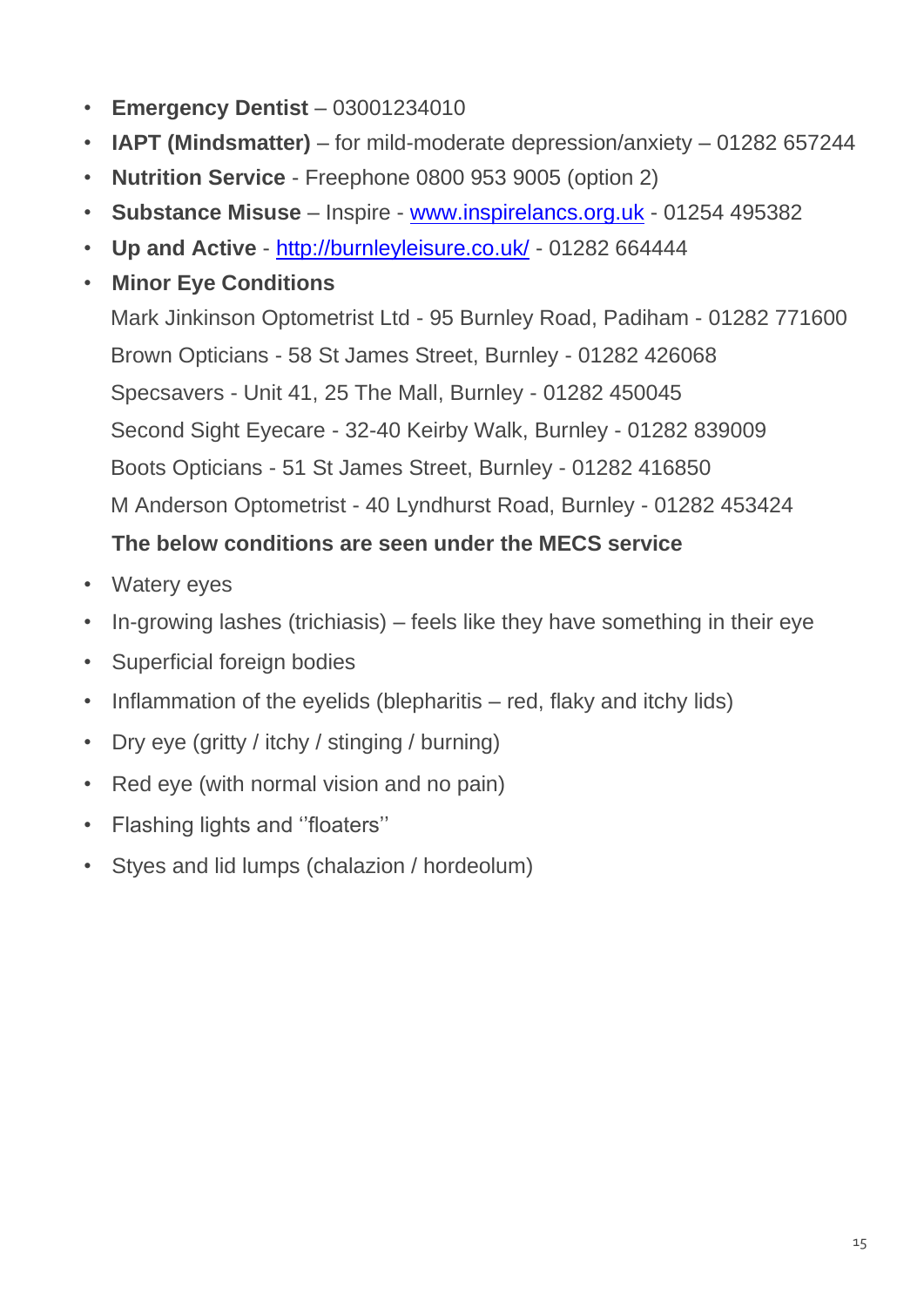- **Emergency Dentist** – 03001234010
- **IAPT (Mindsmatter)** – for mild-moderate depression/anxiety – 01282 657244
- **Nutrition Service** - Freephone 0800 953 9005 (option 2)
- **Substance Misuse** – Inspire - www.inspirelancs.org.uk - 01254 495382
- **Up and Active** - http://burnleyleisure.co.uk/ - 01282 664444
- **Minor Eye Conditions**

  Mark Jinkinson Optometrist Ltd - 95 Burnley Road, Padiham - 01282 771600

  Brown Opticians - 58 St James Street, Burnley - 01282 426068

  Specsavers - Unit 41, 25 The Mall, Burnley - 01282 450045

  Second Sight Eyecare - 32-40 Keirby Walk, Burnley - 01282 839009

  Boots Opticians - 51 St James Street, Burnley - 01282 416850

  M Anderson Optometrist - 40 Lyndhurst Road, Burnley - 01282 453424

  **The below conditions are seen under the MECS service**

- Watery eyes
- In-growing lashes (trichiasis) – feels like they have something in their eye
- Superficial foreign bodies
- Inflammation of the eyelids (blepharitis – red, flaky and itchy lids)
- Dry eye (gritty / itchy / stinging / burning)
- Red eye (with normal vision and no pain)
- Flashing lights and ''floaters''
- Styes and lid lumps (chalazion / hordeolum)